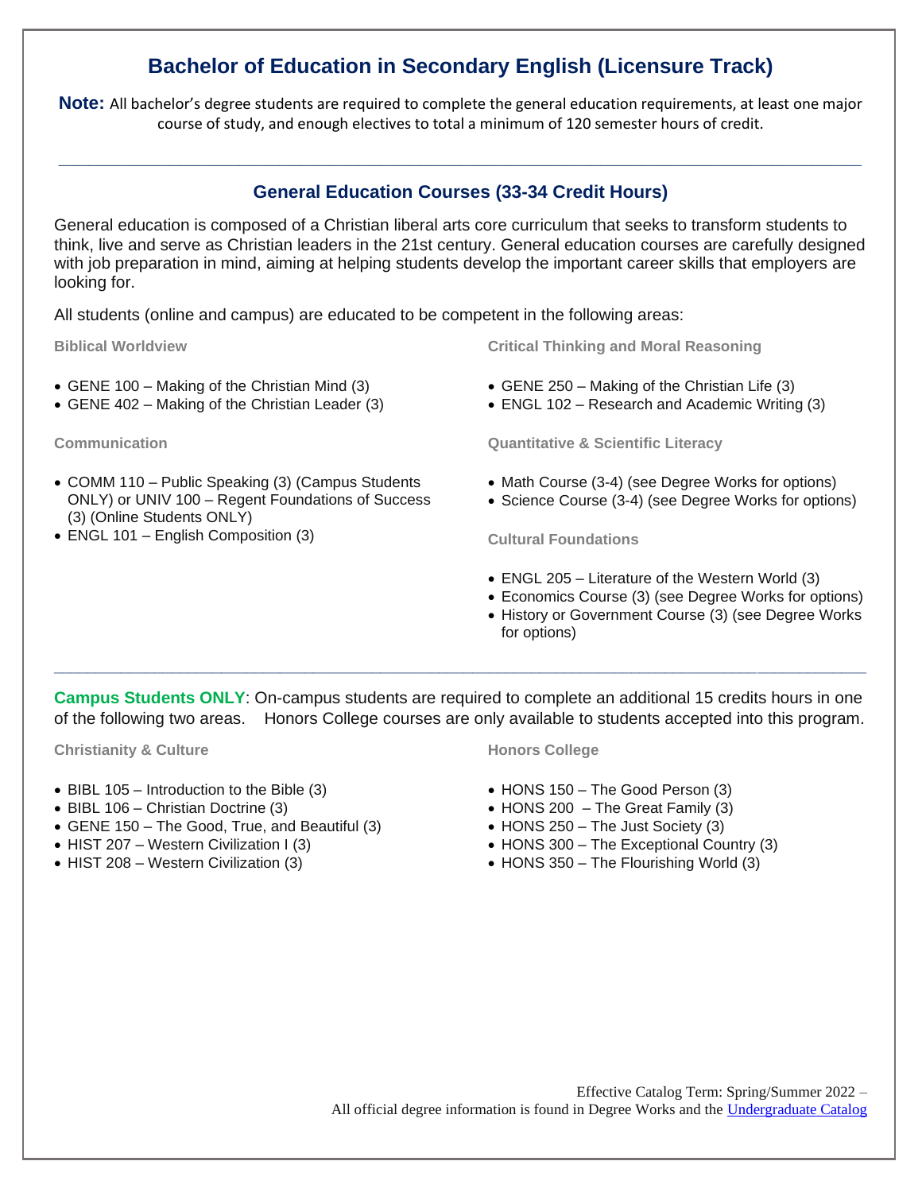# Bachelor of Education in Secondary English (Licensure Track)

**Note:** All bachelor's degree students are required to complete the general education requirements, at least one major course of study, and enough electives to total a minimum of 120 semester hours of credit.

---

## General Education Courses (33-34 Credit Hours)

General education is composed of a Christian liberal arts core curriculum that seeks to transform students to think, live and serve as Christian leaders in the 21st century. General education courses are carefully designed with job preparation in mind, aiming at helping students develop the important career skills that employers are looking for.

All students (online and campus) are educated to be competent in the following areas:

### Biblical Worldview

- GENE 100 – Making of the Christian Mind (3)
- GENE 402 – Making of the Christian Leader (3)

### Communication

- COMM 110 – Public Speaking (3) (Campus Students ONLY) or UNIV 100 – Regent Foundations of Success (3) (Online Students ONLY)
- ENGL 101 – English Composition (3)

### Critical Thinking and Moral Reasoning

- GENE 250 – Making of the Christian Life (3)
- ENGL 102 – Research and Academic Writing (3)

### Quantitative & Scientific Literacy

- Math Course (3-4) (see Degree Works for options)
- Science Course (3-4) (see Degree Works for options)

### Cultural Foundations

- ENGL 205 – Literature of the Western World (3)
- Economics Course (3) (see Degree Works for options)
- History or Government Course (3) (see Degree Works for options)

---

**Campus Students ONLY**: On-campus students are required to complete an additional 15 credits hours in one of the following two areas. Honors College courses are only available to students accepted into this program.

### Christianity & Culture

- BIBL 105 – Introduction to the Bible (3)
- BIBL 106 – Christian Doctrine (3)
- GENE 150 – The Good, True, and Beautiful (3)
- HIST 207 – Western Civilization I (3)
- HIST 208 – Western Civilization (3)

### Honors College

- HONS 150 – The Good Person (3)
- HONS 200 – The Great Family (3)
- HONS 250 – The Just Society (3)
- HONS 300 – The Exceptional Country (3)
- HONS 350 – The Flourishing World (3)

Effective Catalog Term: Spring/Summer 2022 –
All official degree information is found in Degree Works and the [Undergraduate Catalog]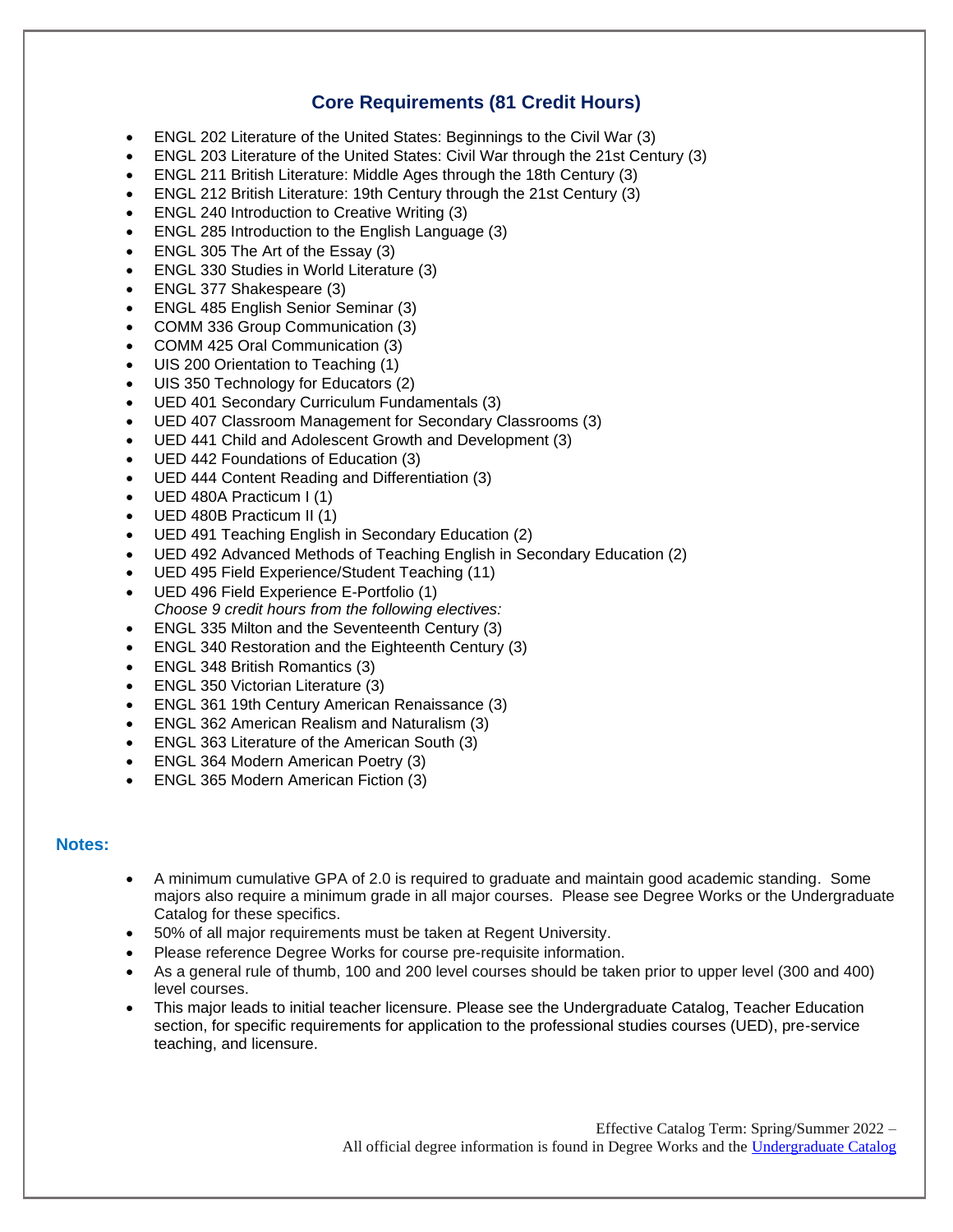## Core Requirements (81 Credit Hours)

- ENGL 202 Literature of the United States: Beginnings to the Civil War (3)
- ENGL 203 Literature of the United States: Civil War through the 21st Century (3)
- ENGL 211 British Literature: Middle Ages through the 18th Century (3)
- ENGL 212 British Literature: 19th Century through the 21st Century (3)
- ENGL 240 Introduction to Creative Writing (3)
- ENGL 285 Introduction to the English Language (3)
- ENGL 305 The Art of the Essay (3)
- ENGL 330 Studies in World Literature (3)
- ENGL 377 Shakespeare (3)
- ENGL 485 English Senior Seminar (3)
- COMM 336 Group Communication (3)
- COMM 425 Oral Communication (3)
- UIS 200 Orientation to Teaching (1)
- UIS 350 Technology for Educators (2)
- UED 401 Secondary Curriculum Fundamentals (3)
- UED 407 Classroom Management for Secondary Classrooms (3)
- UED 441 Child and Adolescent Growth and Development (3)
- UED 442 Foundations of Education (3)
- UED 444 Content Reading and Differentiation (3)
- UED 480A Practicum I (1)
- UED 480B Practicum II (1)
- UED 491 Teaching English in Secondary Education (2)
- UED 492 Advanced Methods of Teaching English in Secondary Education (2)
- UED 495 Field Experience/Student Teaching (11)
- UED 496 Field Experience E-Portfolio (1)

  *Choose 9 credit hours from the following electives:*
- ENGL 335 Milton and the Seventeenth Century (3)
- ENGL 340 Restoration and the Eighteenth Century (3)
- ENGL 348 British Romantics (3)
- ENGL 350 Victorian Literature (3)
- ENGL 361 19th Century American Renaissance (3)
- ENGL 362 American Realism and Naturalism (3)
- ENGL 363 Literature of the American South (3)
- ENGL 364 Modern American Poetry (3)
- ENGL 365 Modern American Fiction (3)

### Notes:

- A minimum cumulative GPA of 2.0 is required to graduate and maintain good academic standing. Some majors also require a minimum grade in all major courses. Please see Degree Works or the Undergraduate Catalog for these specifics.
- 50% of all major requirements must be taken at Regent University.
- Please reference Degree Works for course pre-requisite information.
- As a general rule of thumb, 100 and 200 level courses should be taken prior to upper level (300 and 400) level courses.
- This major leads to initial teacher licensure. Please see the Undergraduate Catalog, Teacher Education section, for specific requirements for application to the professional studies courses (UED), pre-service teaching, and licensure.

Effective Catalog Term: Spring/Summer 2022 –
All official degree information is found in Degree Works and the Undergraduate Catalog